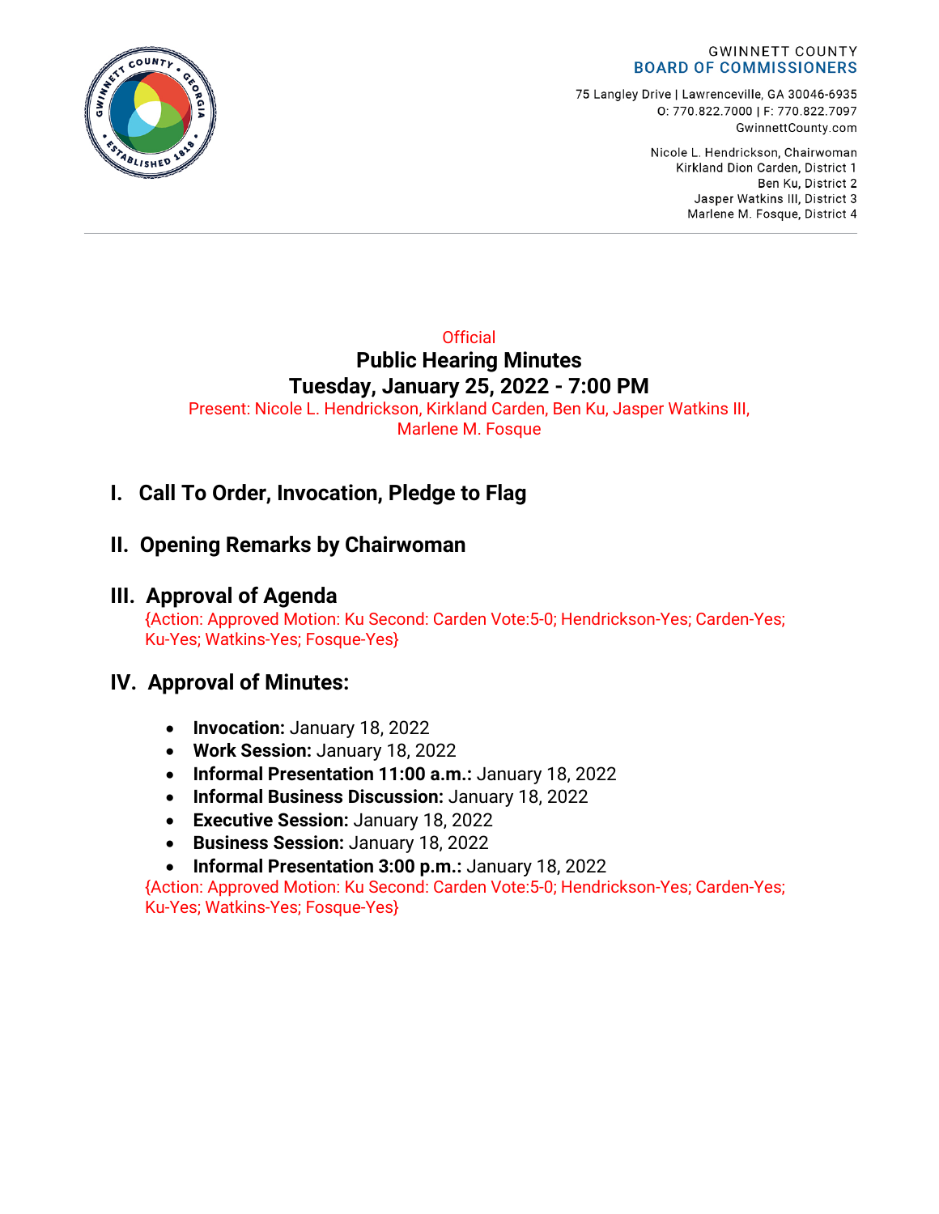GWINNETT COUNTY
**BOARD OF COMMISSIONERS**

75 Langley Drive | Lawrenceville, GA 30046-6935
O: 770.822.7000 | F: 770.822.7097
GwinnettCounty.com

Nicole L. Hendrickson, Chairwoman
Kirkland Dion Carden, District 1
Ben Ku, District 2
Jasper Watkins III, District 3
Marlene M. Fosque, District 4

Official

# Public Hearing Minutes
# Tuesday, January 25, 2022 - 7:00 PM

Present: Nicole L. Hendrickson, Kirkland Carden, Ben Ku, Jasper Watkins III, Marlene M. Fosque

## I. Call To Order, Invocation, Pledge to Flag

## II. Opening Remarks by Chairwoman

## III. Approval of Agenda

{Action: Approved Motion: Ku Second: Carden Vote:5-0; Hendrickson-Yes; Carden-Yes; Ku-Yes; Watkins-Yes; Fosque-Yes}

## IV. Approval of Minutes:

- **Invocation:** January 18, 2022
- **Work Session:** January 18, 2022
- **Informal Presentation 11:00 a.m.:** January 18, 2022
- **Informal Business Discussion:** January 18, 2022
- **Executive Session:** January 18, 2022
- **Business Session:** January 18, 2022
- **Informal Presentation 3:00 p.m.:** January 18, 2022

{Action: Approved Motion: Ku Second: Carden Vote:5-0; Hendrickson-Yes; Carden-Yes; Ku-Yes; Watkins-Yes; Fosque-Yes}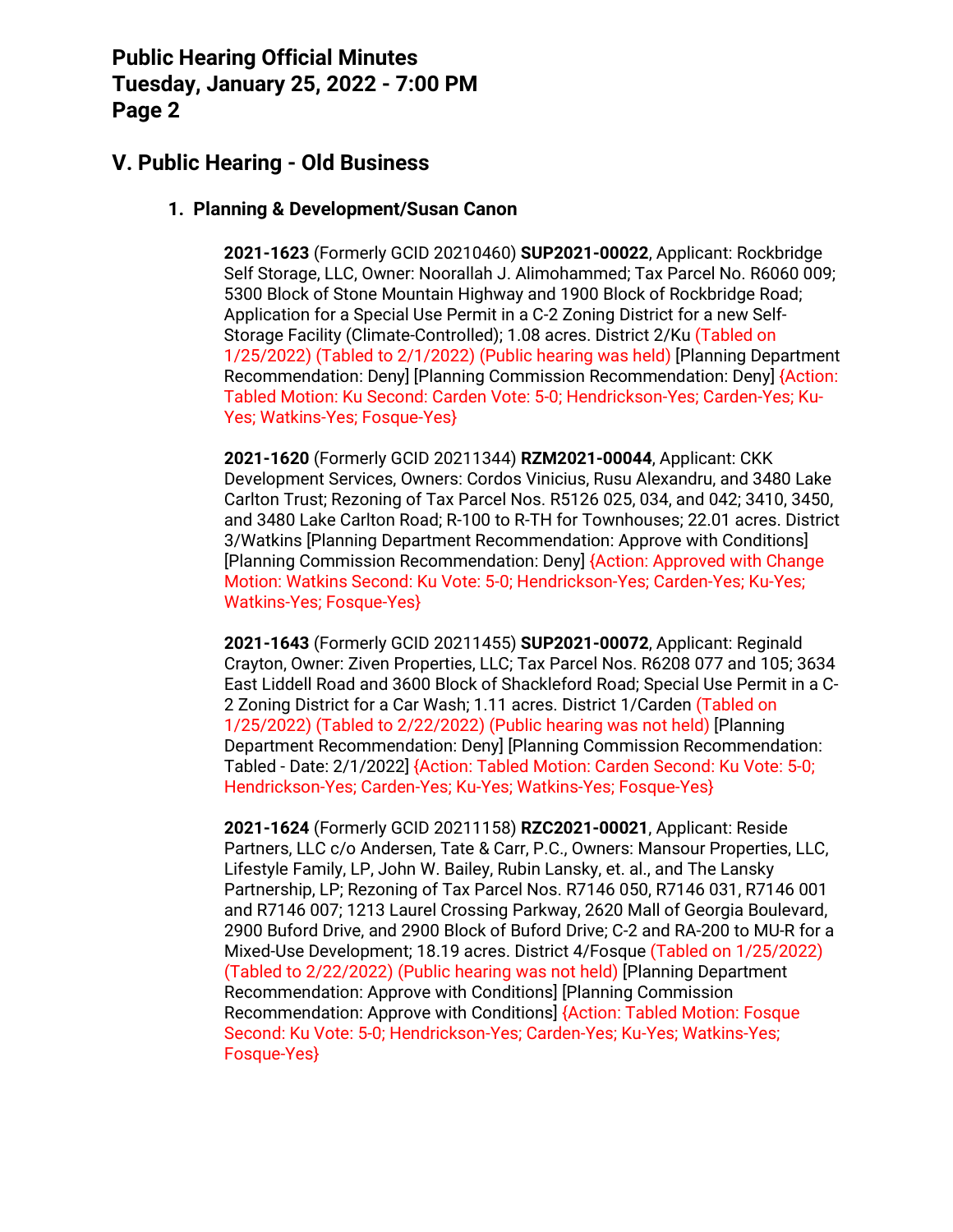## V. Public Hearing - Old Business

### 1. Planning & Development/Susan Canon

**2021-1623** (Formerly GCID 20210460) **SUP2021-00022**, Applicant: Rockbridge Self Storage, LLC, Owner: Noorallah J. Alimohammed; Tax Parcel No. R6060 009; 5300 Block of Stone Mountain Highway and 1900 Block of Rockbridge Road; Application for a Special Use Permit in a C-2 Zoning District for a new Self-Storage Facility (Climate-Controlled); 1.08 acres. District 2/Ku (Tabled on 1/25/2022) (Tabled to 2/1/2022) (Public hearing was held) [Planning Department Recommendation: Deny] [Planning Commission Recommendation: Deny] {Action: Tabled Motion: Ku Second: Carden Vote: 5-0; Hendrickson-Yes; Carden-Yes; Ku-Yes; Watkins-Yes; Fosque-Yes}

**2021-1620** (Formerly GCID 20211344) **RZM2021-00044**, Applicant: CKK Development Services, Owners: Cordos Vinicius, Rusu Alexandru, and 3480 Lake Carlton Trust; Rezoning of Tax Parcel Nos. R5126 025, 034, and 042; 3410, 3450, and 3480 Lake Carlton Road; R-100 to R-TH for Townhouses; 22.01 acres. District 3/Watkins [Planning Department Recommendation: Approve with Conditions] [Planning Commission Recommendation: Deny] {Action: Approved with Change Motion: Watkins Second: Ku Vote: 5-0; Hendrickson-Yes; Carden-Yes; Ku-Yes; Watkins-Yes; Fosque-Yes}

**2021-1643** (Formerly GCID 20211455) **SUP2021-00072**, Applicant: Reginald Crayton, Owner: Ziven Properties, LLC; Tax Parcel Nos. R6208 077 and 105; 3634 East Liddell Road and 3600 Block of Shackleford Road; Special Use Permit in a C-2 Zoning District for a Car Wash; 1.11 acres. District 1/Carden (Tabled on 1/25/2022) (Tabled to 2/22/2022) (Public hearing was not held) [Planning Department Recommendation: Deny] [Planning Commission Recommendation: Tabled - Date: 2/1/2022] {Action: Tabled Motion: Carden Second: Ku Vote: 5-0; Hendrickson-Yes; Carden-Yes; Ku-Yes; Watkins-Yes; Fosque-Yes}

**2021-1624** (Formerly GCID 20211158) **RZC2021-00021**, Applicant: Reside Partners, LLC c/o Andersen, Tate & Carr, P.C., Owners: Mansour Properties, LLC, Lifestyle Family, LP, John W. Bailey, Rubin Lansky, et. al., and The Lansky Partnership, LP; Rezoning of Tax Parcel Nos. R7146 050, R7146 031, R7146 001 and R7146 007; 1213 Laurel Crossing Parkway, 2620 Mall of Georgia Boulevard, 2900 Buford Drive, and 2900 Block of Buford Drive; C-2 and RA-200 to MU-R for a Mixed-Use Development; 18.19 acres. District 4/Fosque (Tabled on 1/25/2022) (Tabled to 2/22/2022) (Public hearing was not held) [Planning Department Recommendation: Approve with Conditions] [Planning Commission Recommendation: Approve with Conditions] {Action: Tabled Motion: Fosque Second: Ku Vote: 5-0; Hendrickson-Yes; Carden-Yes; Ku-Yes; Watkins-Yes; Fosque-Yes}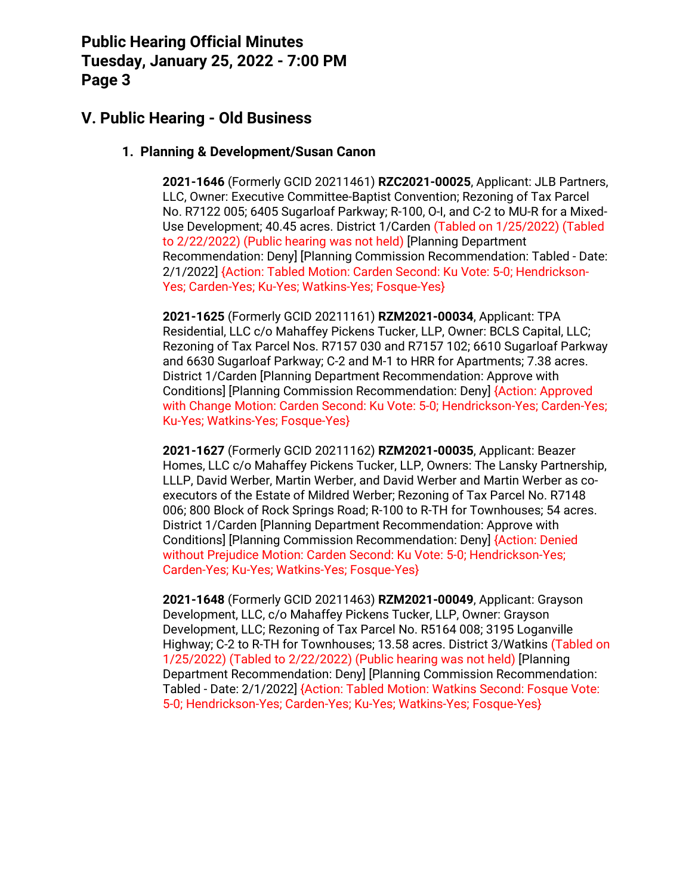## V. Public Hearing - Old Business

### 1. Planning & Development/Susan Canon

**2021-1646** (Formerly GCID 20211461) **RZC2021-00025**, Applicant: JLB Partners, LLC, Owner: Executive Committee-Baptist Convention; Rezoning of Tax Parcel No. R7122 005; 6405 Sugarloaf Parkway; R-100, O-I, and C-2 to MU-R for a Mixed-Use Development; 40.45 acres. District 1/Carden (Tabled on 1/25/2022) (Tabled to 2/22/2022) (Public hearing was not held) [Planning Department Recommendation: Deny] [Planning Commission Recommendation: Tabled - Date: 2/1/2022] {Action: Tabled Motion: Carden Second: Ku Vote: 5-0; Hendrickson-Yes; Carden-Yes; Ku-Yes; Watkins-Yes; Fosque-Yes}

**2021-1625** (Formerly GCID 20211161) **RZM2021-00034**, Applicant: TPA Residential, LLC c/o Mahaffey Pickens Tucker, LLP, Owner: BCLS Capital, LLC; Rezoning of Tax Parcel Nos. R7157 030 and R7157 102; 6610 Sugarloaf Parkway and 6630 Sugarloaf Parkway; C-2 and M-1 to HRR for Apartments; 7.38 acres. District 1/Carden [Planning Department Recommendation: Approve with Conditions] [Planning Commission Recommendation: Deny] {Action: Approved with Change Motion: Carden Second: Ku Vote: 5-0; Hendrickson-Yes; Carden-Yes; Ku-Yes; Watkins-Yes; Fosque-Yes}

**2021-1627** (Formerly GCID 20211162) **RZM2021-00035**, Applicant: Beazer Homes, LLC c/o Mahaffey Pickens Tucker, LLP, Owners: The Lansky Partnership, LLLP, David Werber, Martin Werber, and David Werber and Martin Werber as co-executors of the Estate of Mildred Werber; Rezoning of Tax Parcel No. R7148 006; 800 Block of Rock Springs Road; R-100 to R-TH for Townhouses; 54 acres. District 1/Carden [Planning Department Recommendation: Approve with Conditions] [Planning Commission Recommendation: Deny] {Action: Denied without Prejudice Motion: Carden Second: Ku Vote: 5-0; Hendrickson-Yes; Carden-Yes; Ku-Yes; Watkins-Yes; Fosque-Yes}

**2021-1648** (Formerly GCID 20211463) **RZM2021-00049**, Applicant: Grayson Development, LLC, c/o Mahaffey Pickens Tucker, LLP, Owner: Grayson Development, LLC; Rezoning of Tax Parcel No. R5164 008; 3195 Loganville Highway; C-2 to R-TH for Townhouses; 13.58 acres. District 3/Watkins (Tabled on 1/25/2022) (Tabled to 2/22/2022) (Public hearing was not held) [Planning Department Recommendation: Deny] [Planning Commission Recommendation: Tabled - Date: 2/1/2022] {Action: Tabled Motion: Watkins Second: Fosque Vote: 5-0; Hendrickson-Yes; Carden-Yes; Ku-Yes; Watkins-Yes; Fosque-Yes}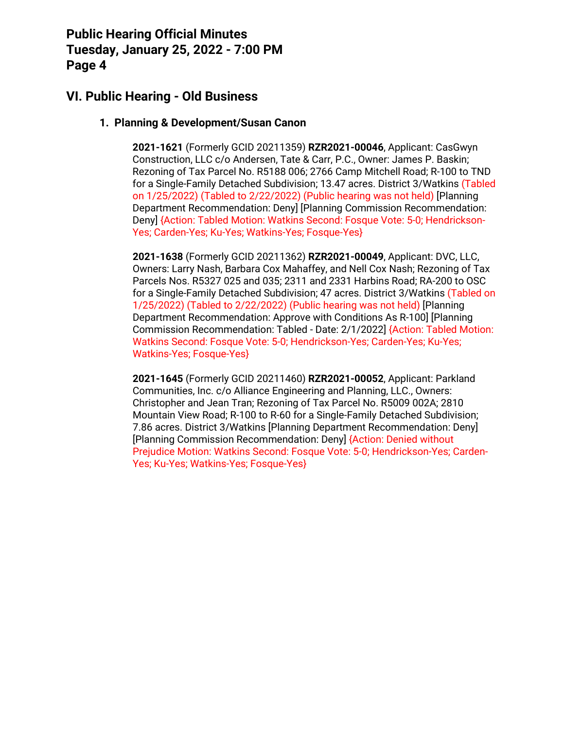## VI. Public Hearing - Old Business

### 1. Planning & Development/Susan Canon

**2021-1621** (Formerly GCID 20211359) **RZR2021-00046**, Applicant: CasGwyn Construction, LLC c/o Andersen, Tate & Carr, P.C., Owner: James P. Baskin; Rezoning of Tax Parcel No. R5188 006; 2766 Camp Mitchell Road; R-100 to TND for a Single-Family Detached Subdivision; 13.47 acres. District 3/Watkins (Tabled on 1/25/2022) (Tabled to 2/22/2022) (Public hearing was not held) [Planning Department Recommendation: Deny] [Planning Commission Recommendation: Deny] {Action: Tabled Motion: Watkins Second: Fosque Vote: 5-0; Hendrickson-Yes; Carden-Yes; Ku-Yes; Watkins-Yes; Fosque-Yes}

**2021-1638** (Formerly GCID 20211362) **RZR2021-00049**, Applicant: DVC, LLC, Owners: Larry Nash, Barbara Cox Mahaffey, and Nell Cox Nash; Rezoning of Tax Parcels Nos. R5327 025 and 035; 2311 and 2331 Harbins Road; RA-200 to OSC for a Single-Family Detached Subdivision; 47 acres. District 3/Watkins (Tabled on 1/25/2022) (Tabled to 2/22/2022) (Public hearing was not held) [Planning Department Recommendation: Approve with Conditions As R-100] [Planning Commission Recommendation: Tabled - Date: 2/1/2022] {Action: Tabled Motion: Watkins Second: Fosque Vote: 5-0; Hendrickson-Yes; Carden-Yes; Ku-Yes; Watkins-Yes; Fosque-Yes}

**2021-1645** (Formerly GCID 20211460) **RZR2021-00052**, Applicant: Parkland Communities, Inc. c/o Alliance Engineering and Planning, LLC., Owners: Christopher and Jean Tran; Rezoning of Tax Parcel No. R5009 002A; 2810 Mountain View Road; R-100 to R-60 for a Single-Family Detached Subdivision; 7.86 acres. District 3/Watkins [Planning Department Recommendation: Deny] [Planning Commission Recommendation: Deny] {Action: Denied without Prejudice Motion: Watkins Second: Fosque Vote: 5-0; Hendrickson-Yes; Carden-Yes; Ku-Yes; Watkins-Yes; Fosque-Yes}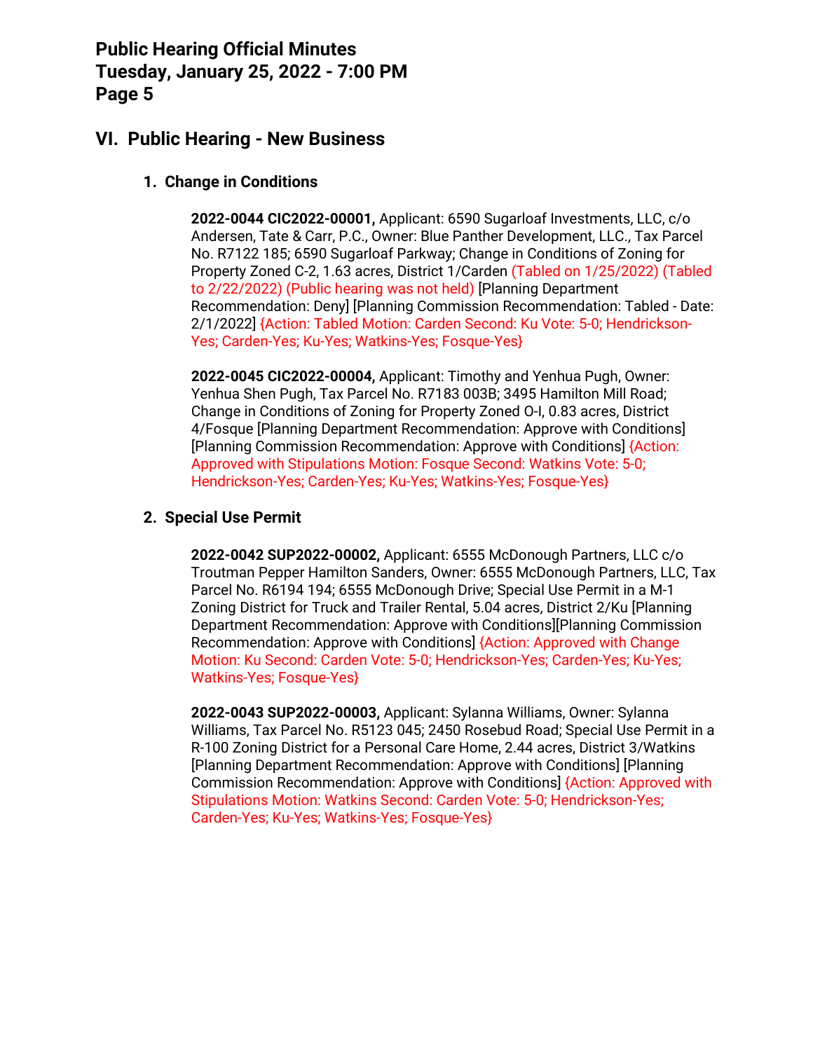## VI. Public Hearing - New Business

### 1. Change in Conditions

**2022-0044 CIC2022-00001,** Applicant: 6590 Sugarloaf Investments, LLC, c/o Andersen, Tate & Carr, P.C., Owner: Blue Panther Development, LLC., Tax Parcel No. R7122 185; 6590 Sugarloaf Parkway; Change in Conditions of Zoning for Property Zoned C-2, 1.63 acres, District 1/Carden (Tabled on 1/25/2022) (Tabled to 2/22/2022) (Public hearing was not held) [Planning Department Recommendation: Deny] [Planning Commission Recommendation: Tabled - Date: 2/1/2022] {Action: Tabled Motion: Carden Second: Ku Vote: 5-0; Hendrickson-Yes; Carden-Yes; Ku-Yes; Watkins-Yes; Fosque-Yes}

**2022-0045 CIC2022-00004,** Applicant: Timothy and Yenhua Pugh, Owner: Yenhua Shen Pugh, Tax Parcel No. R7183 003B; 3495 Hamilton Mill Road; Change in Conditions of Zoning for Property Zoned O-I, 0.83 acres, District 4/Fosque [Planning Department Recommendation: Approve with Conditions] [Planning Commission Recommendation: Approve with Conditions] {Action: Approved with Stipulations Motion: Fosque Second: Watkins Vote: 5-0; Hendrickson-Yes; Carden-Yes; Ku-Yes; Watkins-Yes; Fosque-Yes}

### 2. Special Use Permit

**2022-0042 SUP2022-00002,** Applicant: 6555 McDonough Partners, LLC c/o Troutman Pepper Hamilton Sanders, Owner: 6555 McDonough Partners, LLC, Tax Parcel No. R6194 194; 6555 McDonough Drive; Special Use Permit in a M-1 Zoning District for Truck and Trailer Rental, 5.04 acres, District 2/Ku [Planning Department Recommendation: Approve with Conditions][Planning Commission Recommendation: Approve with Conditions] {Action: Approved with Change Motion: Ku Second: Carden Vote: 5-0; Hendrickson-Yes; Carden-Yes; Ku-Yes; Watkins-Yes; Fosque-Yes}

**2022-0043 SUP2022-00003,** Applicant: Sylanna Williams, Owner: Sylanna Williams, Tax Parcel No. R5123 045; 2450 Rosebud Road; Special Use Permit in a R-100 Zoning District for a Personal Care Home, 2.44 acres, District 3/Watkins [Planning Department Recommendation: Approve with Conditions] [Planning Commission Recommendation: Approve with Conditions] {Action: Approved with Stipulations Motion: Watkins Second: Carden Vote: 5-0; Hendrickson-Yes; Carden-Yes; Ku-Yes; Watkins-Yes; Fosque-Yes}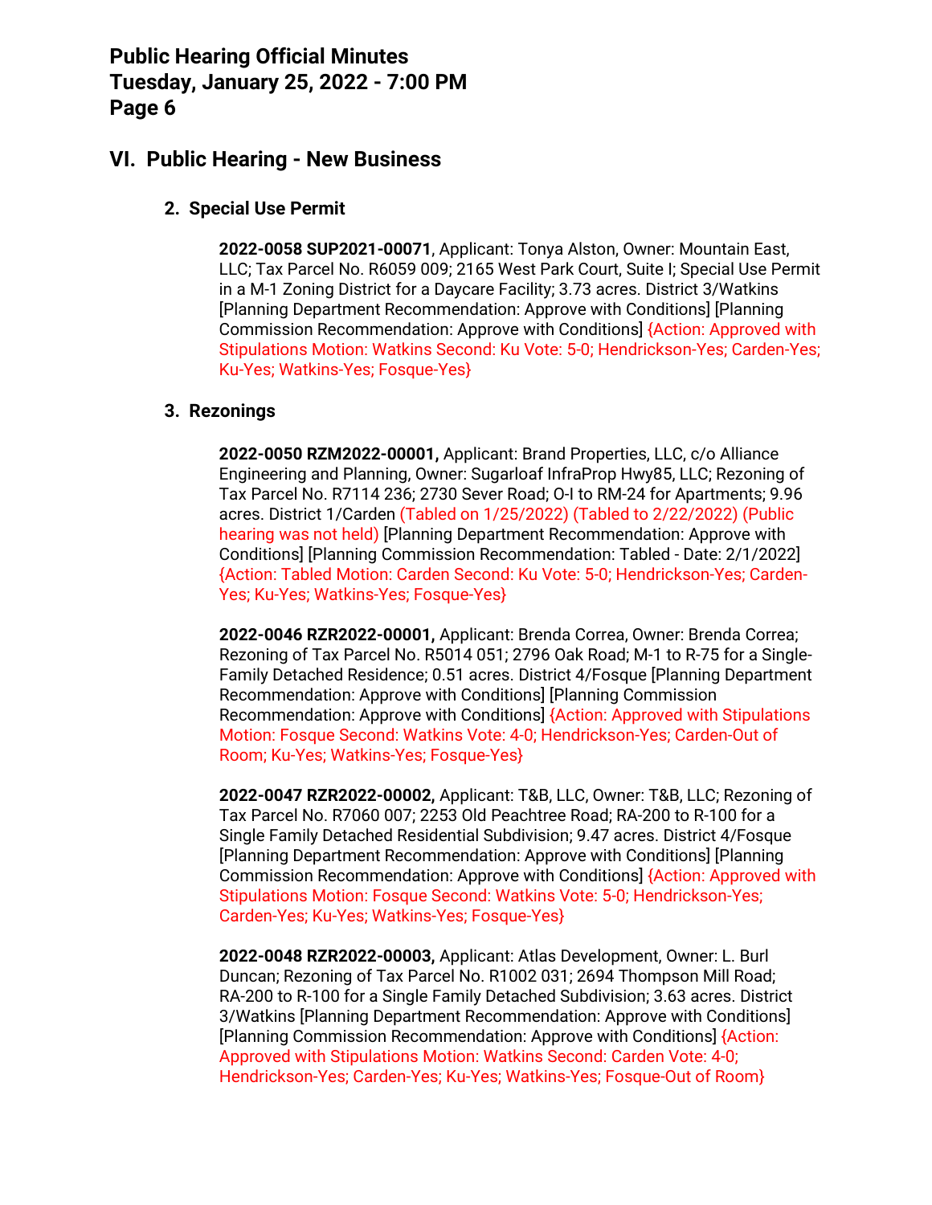## VI. Public Hearing - New Business

### 2. Special Use Permit

**2022-0058 SUP2021-00071**, Applicant: Tonya Alston, Owner: Mountain East, LLC; Tax Parcel No. R6059 009; 2165 West Park Court, Suite I; Special Use Permit in a M-1 Zoning District for a Daycare Facility; 3.73 acres. District 3/Watkins [Planning Department Recommendation: Approve with Conditions] [Planning Commission Recommendation: Approve with Conditions] {Action: Approved with Stipulations Motion: Watkins Second: Ku Vote: 5-0; Hendrickson-Yes; Carden-Yes; Ku-Yes; Watkins-Yes; Fosque-Yes}

### 3. Rezonings

**2022-0050 RZM2022-00001,** Applicant: Brand Properties, LLC, c/o Alliance Engineering and Planning, Owner: Sugarloaf InfraProp Hwy85, LLC; Rezoning of Tax Parcel No. R7114 236; 2730 Sever Road; O-I to RM-24 for Apartments; 9.96 acres. District 1/Carden (Tabled on 1/25/2022) (Tabled to 2/22/2022) (Public hearing was not held) [Planning Department Recommendation: Approve with Conditions] [Planning Commission Recommendation: Tabled - Date: 2/1/2022] {Action: Tabled Motion: Carden Second: Ku Vote: 5-0; Hendrickson-Yes; Carden-Yes; Ku-Yes; Watkins-Yes; Fosque-Yes}

**2022-0046 RZR2022-00001,** Applicant: Brenda Correa, Owner: Brenda Correa; Rezoning of Tax Parcel No. R5014 051; 2796 Oak Road; M-1 to R-75 for a Single-Family Detached Residence; 0.51 acres. District 4/Fosque [Planning Department Recommendation: Approve with Conditions] [Planning Commission Recommendation: Approve with Conditions] {Action: Approved with Stipulations Motion: Fosque Second: Watkins Vote: 4-0; Hendrickson-Yes; Carden-Out of Room; Ku-Yes; Watkins-Yes; Fosque-Yes}

**2022-0047 RZR2022-00002,** Applicant: T&B, LLC, Owner: T&B, LLC; Rezoning of Tax Parcel No. R7060 007; 2253 Old Peachtree Road; RA-200 to R-100 for a Single Family Detached Residential Subdivision; 9.47 acres. District 4/Fosque [Planning Department Recommendation: Approve with Conditions] [Planning Commission Recommendation: Approve with Conditions] {Action: Approved with Stipulations Motion: Fosque Second: Watkins Vote: 5-0; Hendrickson-Yes; Carden-Yes; Ku-Yes; Watkins-Yes; Fosque-Yes}

**2022-0048 RZR2022-00003,** Applicant: Atlas Development, Owner: L. Burl Duncan; Rezoning of Tax Parcel No. R1002 031; 2694 Thompson Mill Road; RA-200 to R-100 for a Single Family Detached Subdivision; 3.63 acres. District 3/Watkins [Planning Department Recommendation: Approve with Conditions] [Planning Commission Recommendation: Approve with Conditions] {Action: Approved with Stipulations Motion: Watkins Second: Carden Vote: 4-0; Hendrickson-Yes; Carden-Yes; Ku-Yes; Watkins-Yes; Fosque-Out of Room}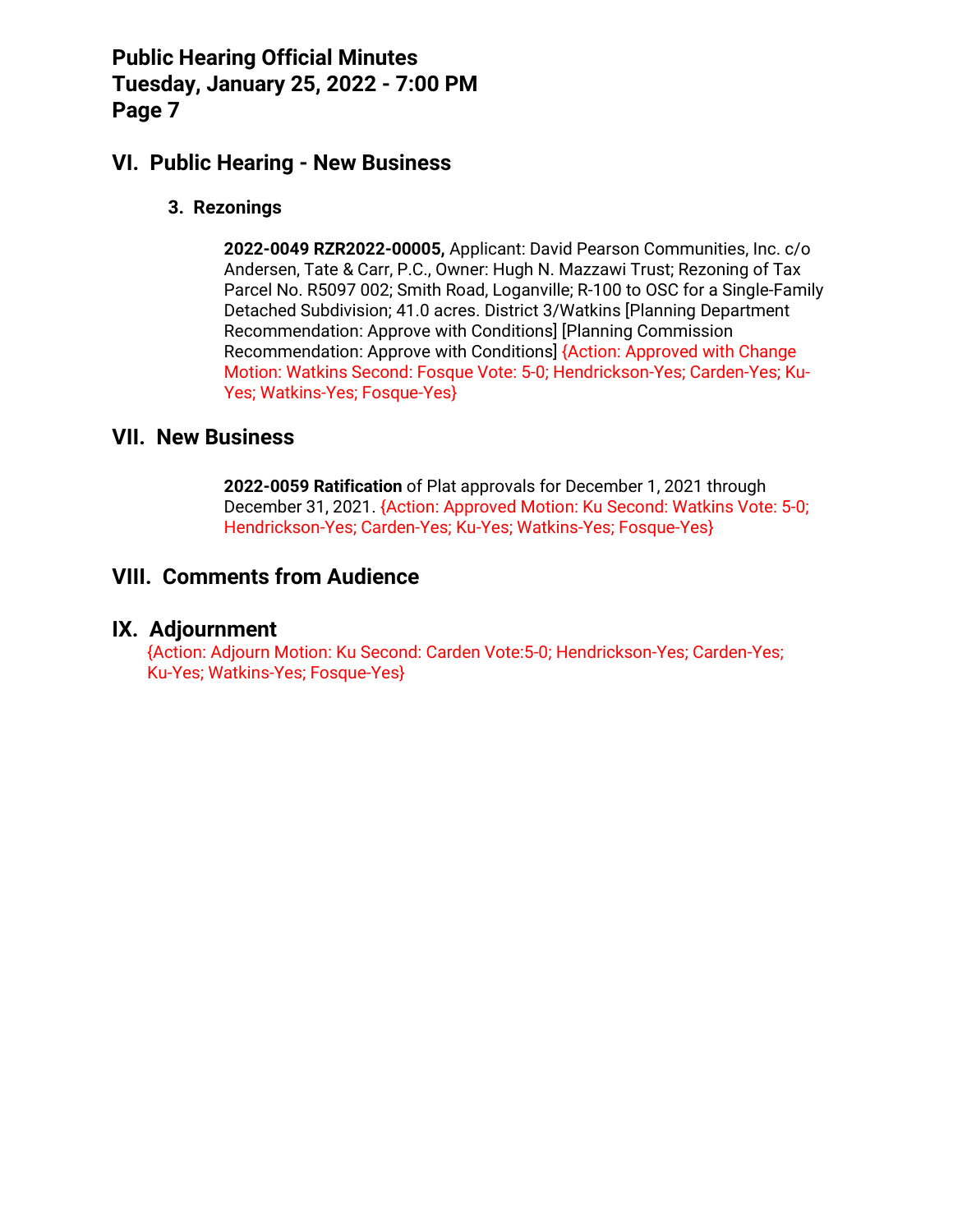## VI. Public Hearing - New Business

### 3. Rezonings

**2022-0049 RZR2022-00005,** Applicant: David Pearson Communities, Inc. c/o Andersen, Tate & Carr, P.C., Owner: Hugh N. Mazzawi Trust; Rezoning of Tax Parcel No. R5097 002; Smith Road, Loganville; R-100 to OSC for a Single-Family Detached Subdivision; 41.0 acres. District 3/Watkins [Planning Department Recommendation: Approve with Conditions] [Planning Commission Recommendation: Approve with Conditions] {Action: Approved with Change Motion: Watkins Second: Fosque Vote: 5-0; Hendrickson-Yes; Carden-Yes; Ku-Yes; Watkins-Yes; Fosque-Yes}

## VII. New Business

**2022-0059 Ratification** of Plat approvals for December 1, 2021 through December 31, 2021. {Action: Approved Motion: Ku Second: Watkins Vote: 5-0; Hendrickson-Yes; Carden-Yes; Ku-Yes; Watkins-Yes; Fosque-Yes}

## VIII. Comments from Audience

## IX. Adjournment

{Action: Adjourn Motion: Ku Second: Carden Vote:5-0; Hendrickson-Yes; Carden-Yes; Ku-Yes; Watkins-Yes; Fosque-Yes}